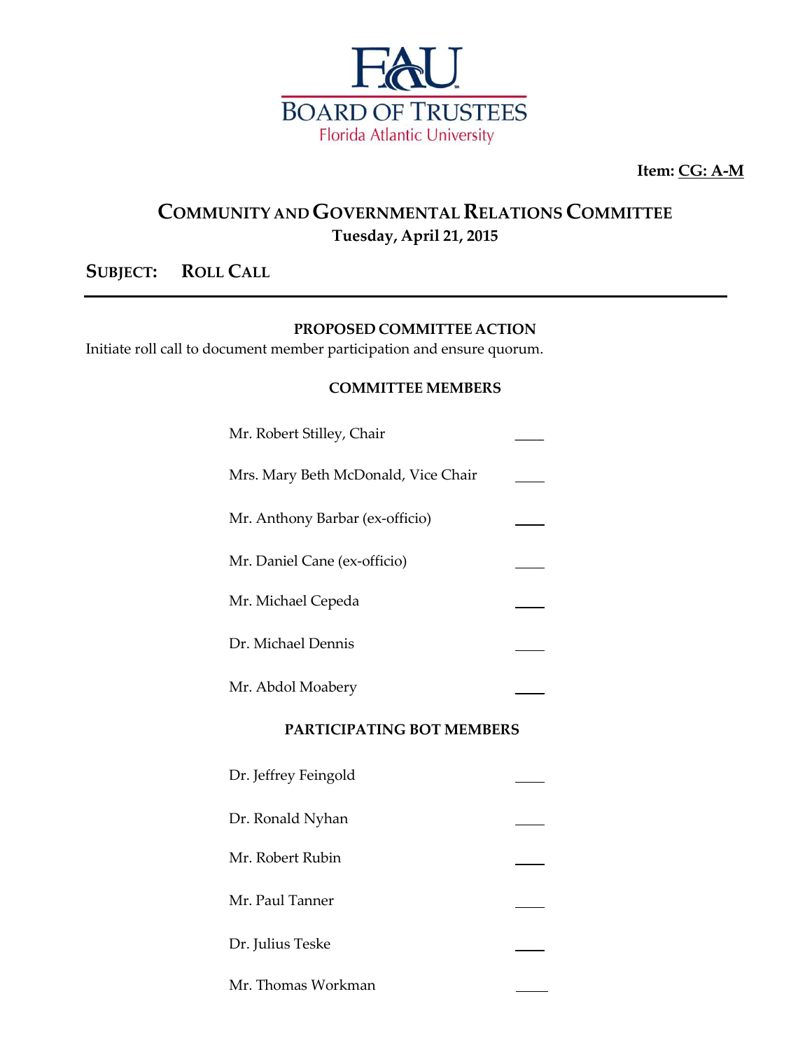FAU BOARD OF TRUSTEES
Florida Atlantic University

**Item: CG: A-M**

# COMMUNITY AND GOVERNMENTAL RELATIONS COMMITTEE
**Tuesday, April 21, 2015**

## SUBJECT: ROLL CALL

---

**PROPOSED COMMITTEE ACTION**

Initiate roll call to document member participation and ensure quorum.

**COMMITTEE MEMBERS**

Mr. Robert Stilley, Chair ____

Mrs. Mary Beth McDonald, Vice Chair ____

Mr. Anthony Barbar (ex-officio) ____

Mr. Daniel Cane (ex-officio) ____

Mr. Michael Cepeda ____

Dr. Michael Dennis ____

Mr. Abdol Moabery ____

**PARTICIPATING BOT MEMBERS**

Dr. Jeffrey Feingold ____

Dr. Ronald Nyhan ____

Mr. Robert Rubin ____

Mr. Paul Tanner ____

Dr. Julius Teske ____

Mr. Thomas Workman ____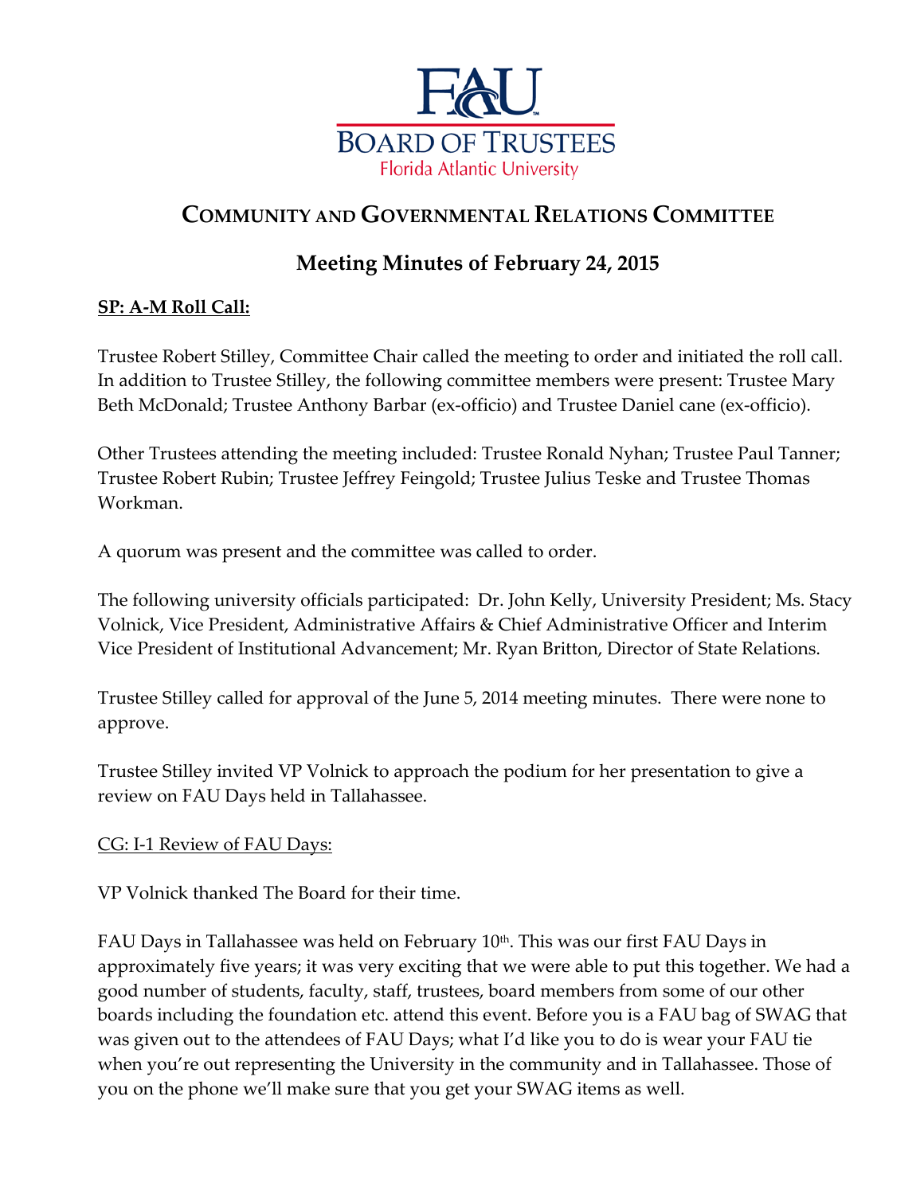# FAU BOARD OF TRUSTEES
Florida Atlantic University

## COMMUNITY AND GOVERNMENTAL RELATIONS COMMITTEE

### Meeting Minutes of February 24, 2015

**SP: A-M Roll Call:**

Trustee Robert Stilley, Committee Chair called the meeting to order and initiated the roll call. In addition to Trustee Stilley, the following committee members were present: Trustee Mary Beth McDonald; Trustee Anthony Barbar (ex-officio) and Trustee Daniel cane (ex-officio).

Other Trustees attending the meeting included: Trustee Ronald Nyhan; Trustee Paul Tanner; Trustee Robert Rubin; Trustee Jeffrey Feingold; Trustee Julius Teske and Trustee Thomas Workman.

A quorum was present and the committee was called to order.

The following university officials participated: Dr. John Kelly, University President; Ms. Stacy Volnick, Vice President, Administrative Affairs & Chief Administrative Officer and Interim Vice President of Institutional Advancement; Mr. Ryan Britton, Director of State Relations.

Trustee Stilley called for approval of the June 5, 2014 meeting minutes. There were none to approve.

Trustee Stilley invited VP Volnick to approach the podium for her presentation to give a review on FAU Days held in Tallahassee.

CG: I-1 Review of FAU Days:

VP Volnick thanked The Board for their time.

FAU Days in Tallahassee was held on February 10th. This was our first FAU Days in approximately five years; it was very exciting that we were able to put this together. We had a good number of students, faculty, staff, trustees, board members from some of our other boards including the foundation etc. attend this event. Before you is a FAU bag of SWAG that was given out to the attendees of FAU Days; what I'd like you to do is wear your FAU tie when you're out representing the University in the community and in Tallahassee. Those of you on the phone we'll make sure that you get your SWAG items as well.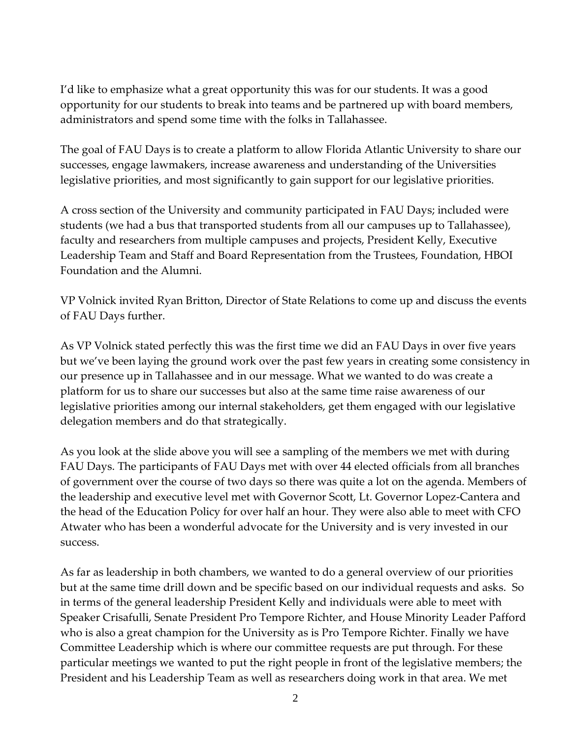I'd like to emphasize what a great opportunity this was for our students. It was a good opportunity for our students to break into teams and be partnered up with board members, administrators and spend some time with the folks in Tallahassee.

The goal of FAU Days is to create a platform to allow Florida Atlantic University to share our successes, engage lawmakers, increase awareness and understanding of the Universities legislative priorities, and most significantly to gain support for our legislative priorities.

A cross section of the University and community participated in FAU Days; included were students (we had a bus that transported students from all our campuses up to Tallahassee), faculty and researchers from multiple campuses and projects, President Kelly, Executive Leadership Team and Staff and Board Representation from the Trustees, Foundation, HBOI Foundation and the Alumni.

VP Volnick invited Ryan Britton, Director of State Relations to come up and discuss the events of FAU Days further.

As VP Volnick stated perfectly this was the first time we did an FAU Days in over five years but we've been laying the ground work over the past few years in creating some consistency in our presence up in Tallahassee and in our message. What we wanted to do was create a platform for us to share our successes but also at the same time raise awareness of our legislative priorities among our internal stakeholders, get them engaged with our legislative delegation members and do that strategically.

As you look at the slide above you will see a sampling of the members we met with during FAU Days. The participants of FAU Days met with over 44 elected officials from all branches of government over the course of two days so there was quite a lot on the agenda. Members of the leadership and executive level met with Governor Scott, Lt. Governor Lopez-Cantera and the head of the Education Policy for over half an hour. They were also able to meet with CFO Atwater who has been a wonderful advocate for the University and is very invested in our success.

As far as leadership in both chambers, we wanted to do a general overview of our priorities but at the same time drill down and be specific based on our individual requests and asks. So in terms of the general leadership President Kelly and individuals were able to meet with Speaker Crisafulli, Senate President Pro Tempore Richter, and House Minority Leader Pafford who is also a great champion for the University as is Pro Tempore Richter. Finally we have Committee Leadership which is where our committee requests are put through. For these particular meetings we wanted to put the right people in front of the legislative members; the President and his Leadership Team as well as researchers doing work in that area. We met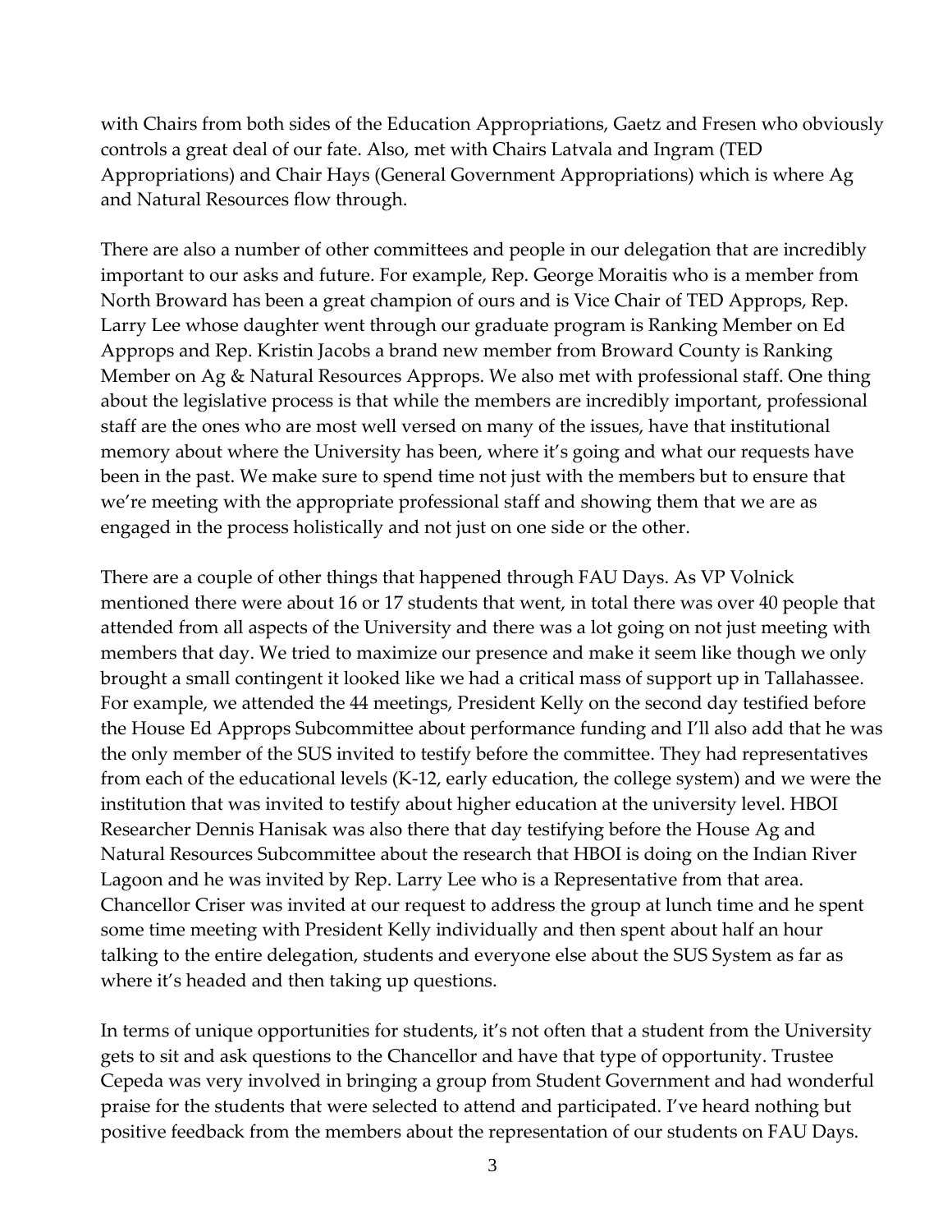with Chairs from both sides of the Education Appropriations, Gaetz and Fresen who obviously controls a great deal of our fate. Also, met with Chairs Latvala and Ingram (TED Appropriations) and Chair Hays (General Government Appropriations) which is where Ag and Natural Resources flow through.

There are also a number of other committees and people in our delegation that are incredibly important to our asks and future. For example, Rep. George Moraitis who is a member from North Broward has been a great champion of ours and is Vice Chair of TED Approps, Rep. Larry Lee whose daughter went through our graduate program is Ranking Member on Ed Approps and Rep. Kristin Jacobs a brand new member from Broward County is Ranking Member on Ag & Natural Resources Approps. We also met with professional staff. One thing about the legislative process is that while the members are incredibly important, professional staff are the ones who are most well versed on many of the issues, have that institutional memory about where the University has been, where it's going and what our requests have been in the past. We make sure to spend time not just with the members but to ensure that we're meeting with the appropriate professional staff and showing them that we are as engaged in the process holistically and not just on one side or the other.

There are a couple of other things that happened through FAU Days. As VP Volnick mentioned there were about 16 or 17 students that went, in total there was over 40 people that attended from all aspects of the University and there was a lot going on not just meeting with members that day. We tried to maximize our presence and make it seem like though we only brought a small contingent it looked like we had a critical mass of support up in Tallahassee. For example, we attended the 44 meetings, President Kelly on the second day testified before the House Ed Approps Subcommittee about performance funding and I'll also add that he was the only member of the SUS invited to testify before the committee. They had representatives from each of the educational levels (K-12, early education, the college system) and we were the institution that was invited to testify about higher education at the university level. HBOI Researcher Dennis Hanisak was also there that day testifying before the House Ag and Natural Resources Subcommittee about the research that HBOI is doing on the Indian River Lagoon and he was invited by Rep. Larry Lee who is a Representative from that area. Chancellor Criser was invited at our request to address the group at lunch time and he spent some time meeting with President Kelly individually and then spent about half an hour talking to the entire delegation, students and everyone else about the SUS System as far as where it's headed and then taking up questions.

In terms of unique opportunities for students, it's not often that a student from the University gets to sit and ask questions to the Chancellor and have that type of opportunity. Trustee Cepeda was very involved in bringing a group from Student Government and had wonderful praise for the students that were selected to attend and participated. I've heard nothing but positive feedback from the members about the representation of our students on FAU Days.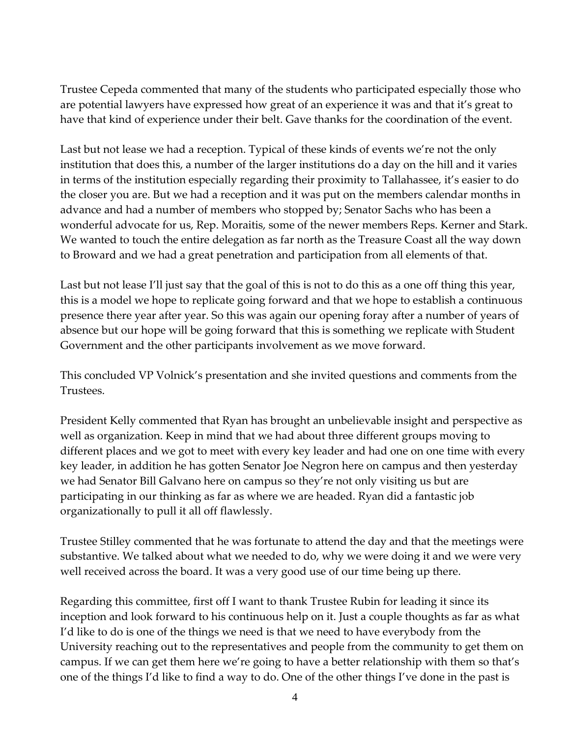Trustee Cepeda commented that many of the students who participated especially those who are potential lawyers have expressed how great of an experience it was and that it's great to have that kind of experience under their belt. Gave thanks for the coordination of the event.

Last but not lease we had a reception. Typical of these kinds of events we're not the only institution that does this, a number of the larger institutions do a day on the hill and it varies in terms of the institution especially regarding their proximity to Tallahassee, it's easier to do the closer you are. But we had a reception and it was put on the members calendar months in advance and had a number of members who stopped by; Senator Sachs who has been a wonderful advocate for us, Rep. Moraitis, some of the newer members Reps. Kerner and Stark. We wanted to touch the entire delegation as far north as the Treasure Coast all the way down to Broward and we had a great penetration and participation from all elements of that.

Last but not lease I'll just say that the goal of this is not to do this as a one off thing this year, this is a model we hope to replicate going forward and that we hope to establish a continuous presence there year after year. So this was again our opening foray after a number of years of absence but our hope will be going forward that this is something we replicate with Student Government and the other participants involvement as we move forward.

This concluded VP Volnick's presentation and she invited questions and comments from the Trustees.

President Kelly commented that Ryan has brought an unbelievable insight and perspective as well as organization. Keep in mind that we had about three different groups moving to different places and we got to meet with every key leader and had one on one time with every key leader, in addition he has gotten Senator Joe Negron here on campus and then yesterday we had Senator Bill Galvano here on campus so they're not only visiting us but are participating in our thinking as far as where we are headed. Ryan did a fantastic job organizationally to pull it all off flawlessly.

Trustee Stilley commented that he was fortunate to attend the day and that the meetings were substantive. We talked about what we needed to do, why we were doing it and we were very well received across the board. It was a very good use of our time being up there.

Regarding this committee, first off I want to thank Trustee Rubin for leading it since its inception and look forward to his continuous help on it. Just a couple thoughts as far as what I'd like to do is one of the things we need is that we need to have everybody from the University reaching out to the representatives and people from the community to get them on campus. If we can get them here we're going to have a better relationship with them so that's one of the things I'd like to find a way to do. One of the other things I've done in the past is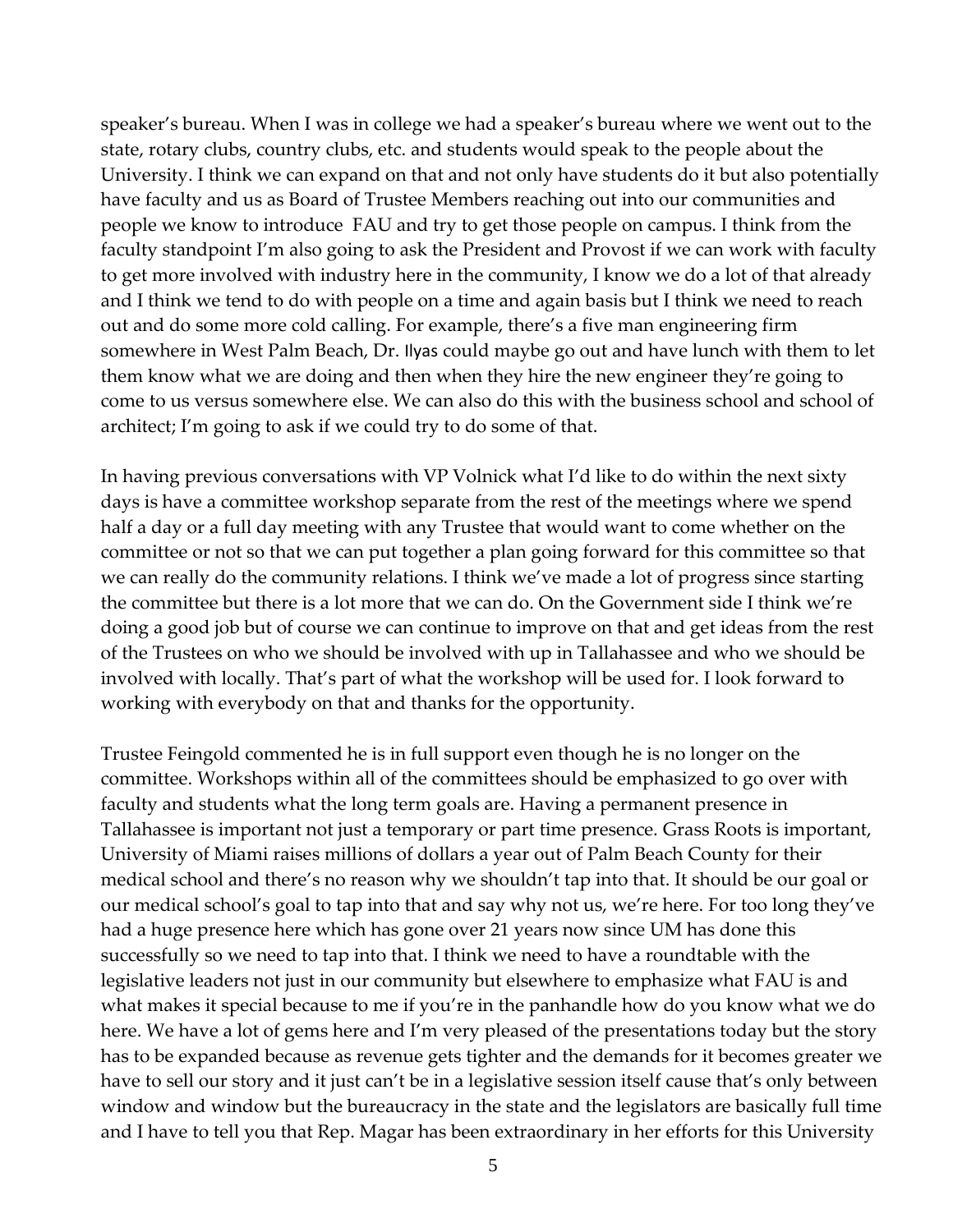speaker's bureau. When I was in college we had a speaker's bureau where we went out to the state, rotary clubs, country clubs, etc. and students would speak to the people about the University. I think we can expand on that and not only have students do it but also potentially have faculty and us as Board of Trustee Members reaching out into our communities and people we know to introduce FAU and try to get those people on campus. I think from the faculty standpoint I'm also going to ask the President and Provost if we can work with faculty to get more involved with industry here in the community, I know we do a lot of that already and I think we tend to do with people on a time and again basis but I think we need to reach out and do some more cold calling. For example, there's a five man engineering firm somewhere in West Palm Beach, Dr. Ilyas could maybe go out and have lunch with them to let them know what we are doing and then when they hire the new engineer they're going to come to us versus somewhere else. We can also do this with the business school and school of architect; I'm going to ask if we could try to do some of that.

In having previous conversations with VP Volnick what I'd like to do within the next sixty days is have a committee workshop separate from the rest of the meetings where we spend half a day or a full day meeting with any Trustee that would want to come whether on the committee or not so that we can put together a plan going forward for this committee so that we can really do the community relations. I think we've made a lot of progress since starting the committee but there is a lot more that we can do. On the Government side I think we're doing a good job but of course we can continue to improve on that and get ideas from the rest of the Trustees on who we should be involved with up in Tallahassee and who we should be involved with locally. That's part of what the workshop will be used for. I look forward to working with everybody on that and thanks for the opportunity.

Trustee Feingold commented he is in full support even though he is no longer on the committee. Workshops within all of the committees should be emphasized to go over with faculty and students what the long term goals are. Having a permanent presence in Tallahassee is important not just a temporary or part time presence. Grass Roots is important, University of Miami raises millions of dollars a year out of Palm Beach County for their medical school and there's no reason why we shouldn't tap into that. It should be our goal or our medical school's goal to tap into that and say why not us, we're here. For too long they've had a huge presence here which has gone over 21 years now since UM has done this successfully so we need to tap into that. I think we need to have a roundtable with the legislative leaders not just in our community but elsewhere to emphasize what FAU is and what makes it special because to me if you're in the panhandle how do you know what we do here. We have a lot of gems here and I'm very pleased of the presentations today but the story has to be expanded because as revenue gets tighter and the demands for it becomes greater we have to sell our story and it just can't be in a legislative session itself cause that's only between window and window but the bureaucracy in the state and the legislators are basically full time and I have to tell you that Rep. Magar has been extraordinary in her efforts for this University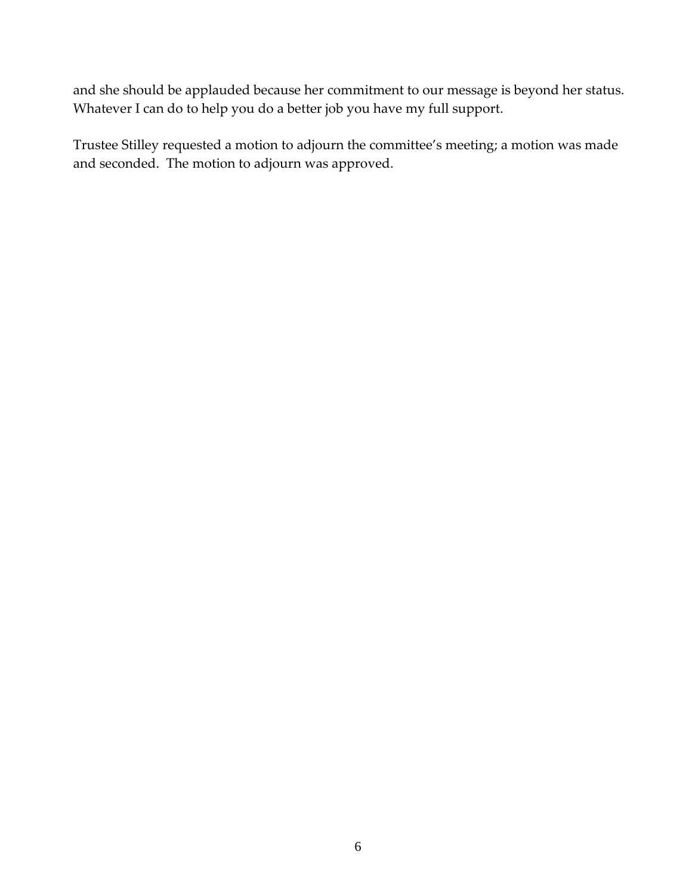and she should be applauded because her commitment to our message is beyond her status. Whatever I can do to help you do a better job you have my full support.

Trustee Stilley requested a motion to adjourn the committee's meeting; a motion was made and seconded. The motion to adjourn was approved.